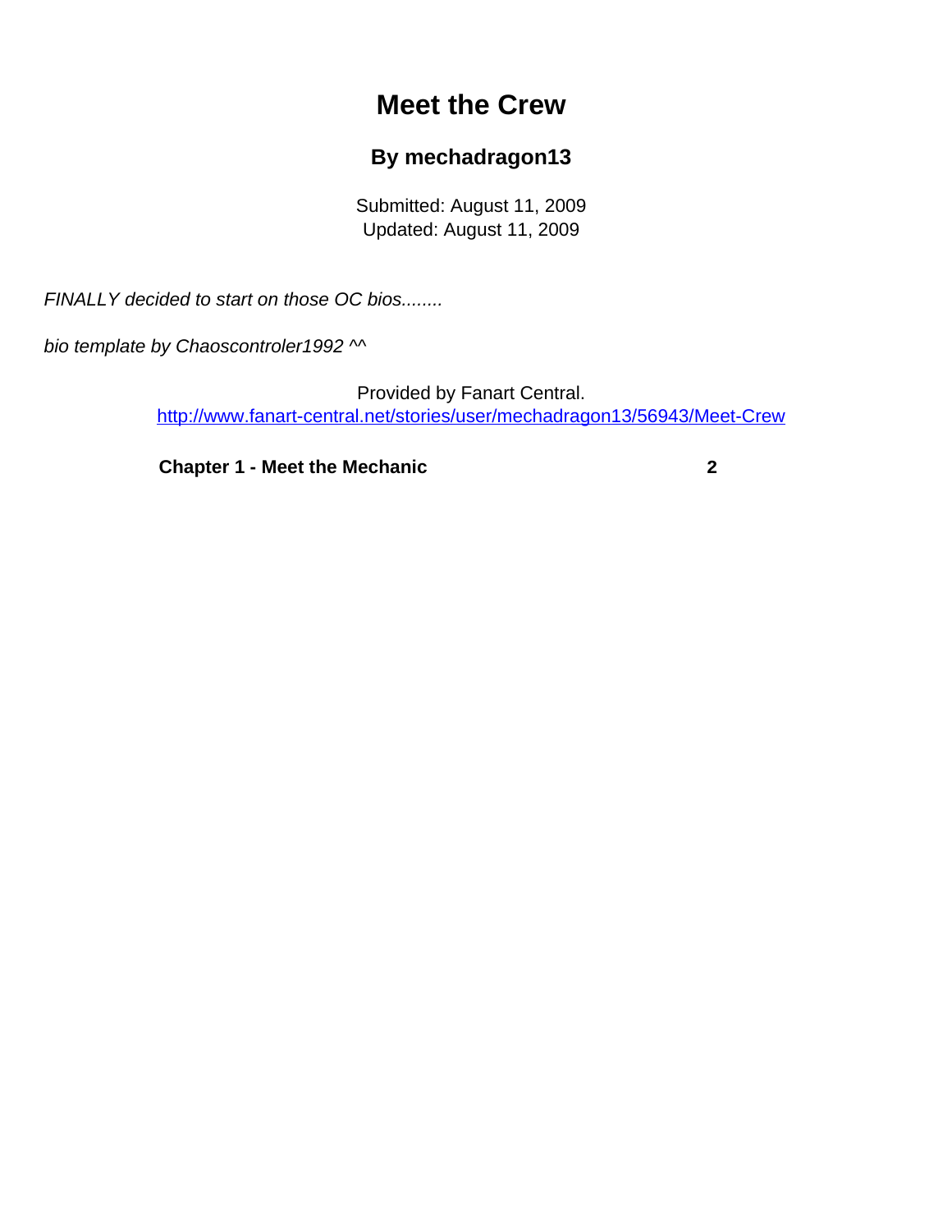# Meet the Crew

## By mechadragon13

Submitted: August 11, 2009
Updated: August 11, 2009

*FINALLY decided to start on those OC bios........*

*bio template by Chaoscontroler1992 ^^*

Provided by Fanart Central.
http://www.fanart-central.net/stories/user/mechadragon13/56943/Meet-Crew

| | |
|---|---|
| **Chapter 1 - Meet the Mechanic** | **2** |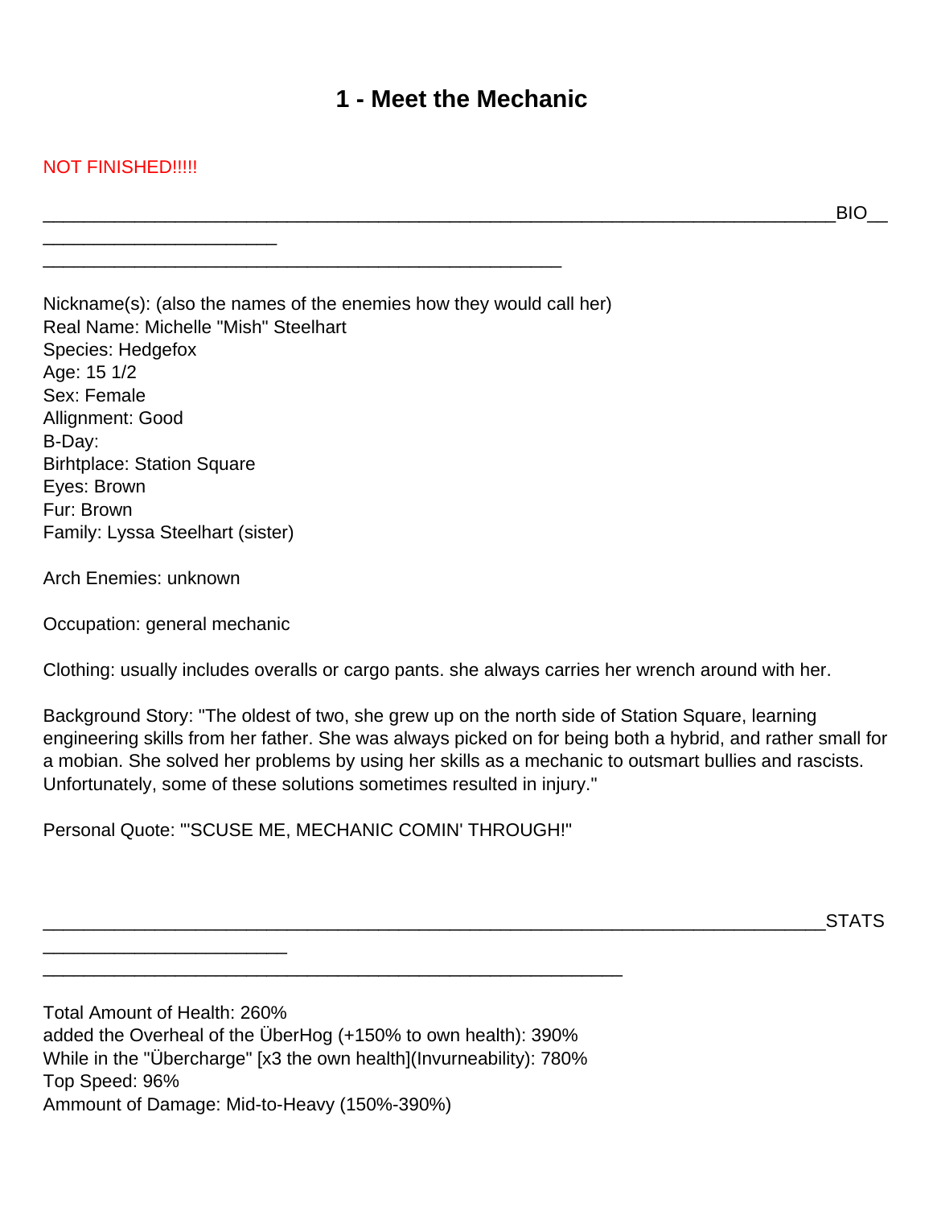# 1 - Meet the Mechanic

NOT FINISHED!!!!!

______________________________________________________________________BIO__
_____________________
______________________________________________

Nickname(s): (also the names of the enemies how they would call her)
Real Name: Michelle "Mish" Steelhart
Species: Hedgefox
Age: 15 1/2
Sex: Female
Allignment: Good
B-Day:
Birhtplace: Station Square
Eyes: Brown
Fur: Brown
Family: Lyssa Steelhart (sister)

Arch Enemies: unknown

Occupation: general mechanic

Clothing: usually includes overalls or cargo pants. she always carries her wrench around with her.

Background Story: "The oldest of two, she grew up on the north side of Station Square, learning engineering skills from her father. She was always picked on for being both a hybrid, and rather small for a mobian. She solved her problems by using her skills as a mechanic to outsmart bullies and rascists. Unfortunately, some of these solutions sometimes resulted in injury."

Personal Quote: "'SCUSE ME, MECHANIC COMIN' THROUGH!"

______________________________________________________________________STATS
______________________
___________________________________________________

Total Amount of Health: 260%
added the Overheal of the ÜberHog (+150% to own health): 390%
While in the "Übercharge" [x3 the own health](Invurneability): 780%
Top Speed: 96%
Ammount of Damage: Mid-to-Heavy (150%-390%)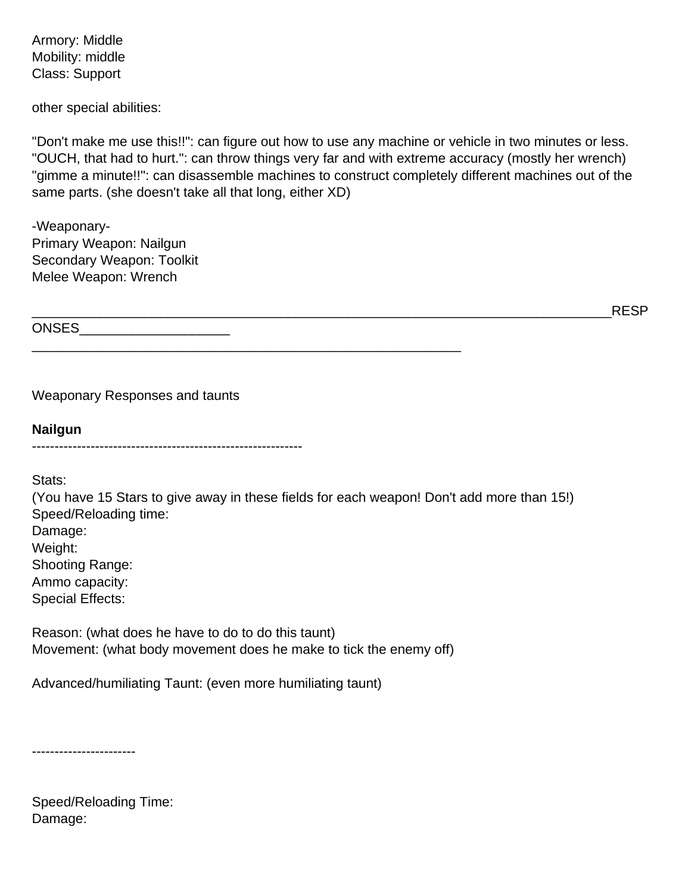Armory: Middle
Mobility: middle
Class: Support

other special abilities:

"Don't make me use this!!": can figure out how to use any machine or vehicle in two minutes or less.
"OUCH, that had to hurt.": can throw things very far and with extreme accuracy (mostly her wrench)
"gimme a minute!!": can disassemble machines to construct completely different machines out of the same parts. (she doesn't take all that long, either XD)

-Weaponary-
Primary Weapon: Nailgun
Secondary Weapon: Toolkit
Melee Weapon: Wrench

_____________________________________________________________________________RESPONSES____________________
_________________________________________________________

Weaponary Responses and taunts

**Nailgun**
------------------------------------------------------------

Stats:
(You have 15 Stars to give away in these fields for each weapon! Don't add more than 15!)
Speed/Reloading time:
Damage:
Weight:
Shooting Range:
Ammo capacity:
Special Effects:

Reason: (what does he have to do to do this taunt)
Movement: (what body movement does he make to tick the enemy off)

Advanced/humiliating Taunt: (even more humiliating taunt)

-----------------------

Speed/Reloading Time:
Damage: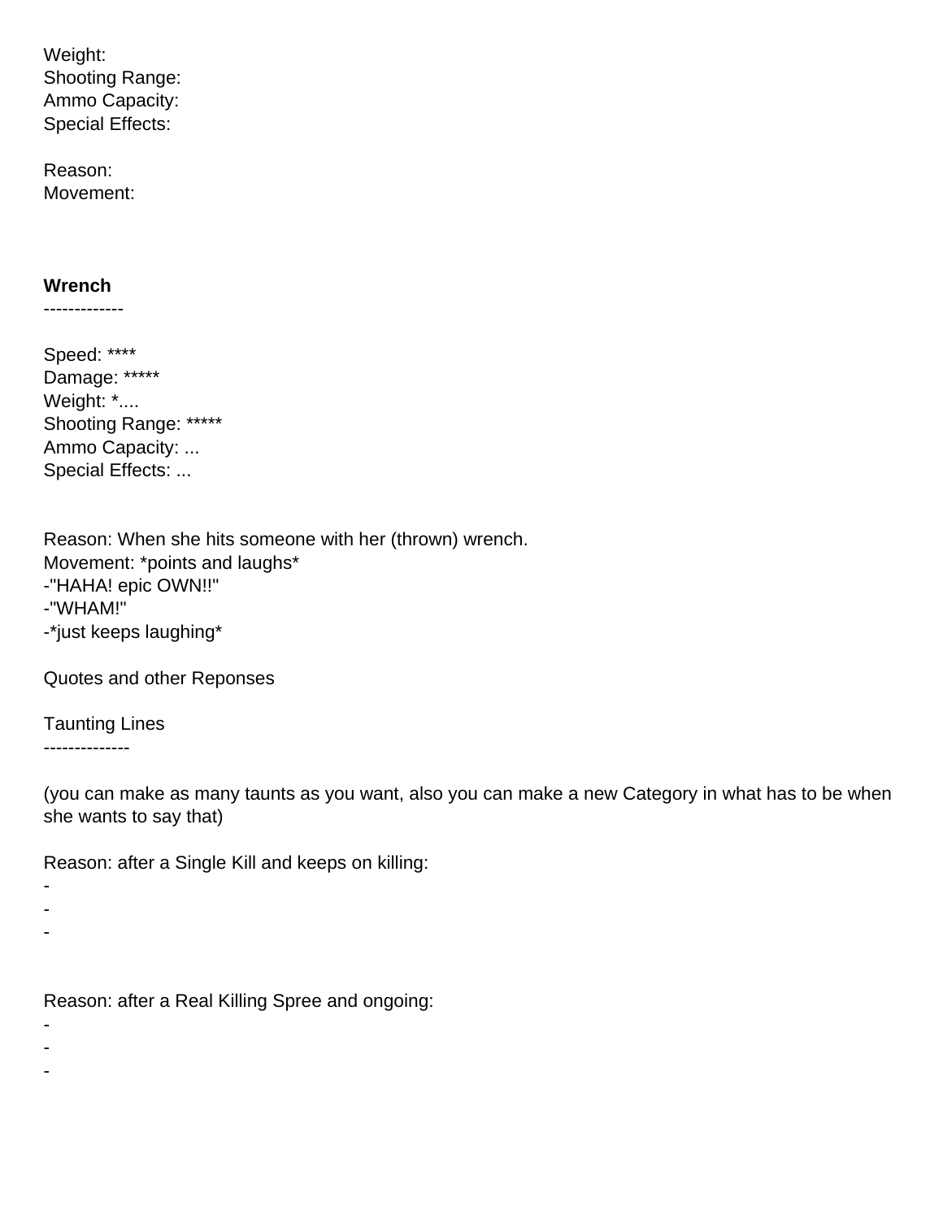Weight:
Shooting Range:
Ammo Capacity:
Special Effects:

Reason:
Movement:

**Wrench**
-------------

Speed: ****
Damage: *****
Weight: *....
Shooting Range: *****
Ammo Capacity: ...
Special Effects: ...

Reason: When she hits someone with her (thrown) wrench.
Movement: *points and laughs*
-"HAHA! epic OWN!!"
-"WHAM!"
-*just keeps laughing*

Quotes and other Reponses

Taunting Lines
-------------

(you can make as many taunts as you want, also you can make a new Category in what has to be when she wants to say that)

Reason: after a Single Kill and keeps on killing:
-
-
-

Reason: after a Real Killing Spree and ongoing:
-
-
-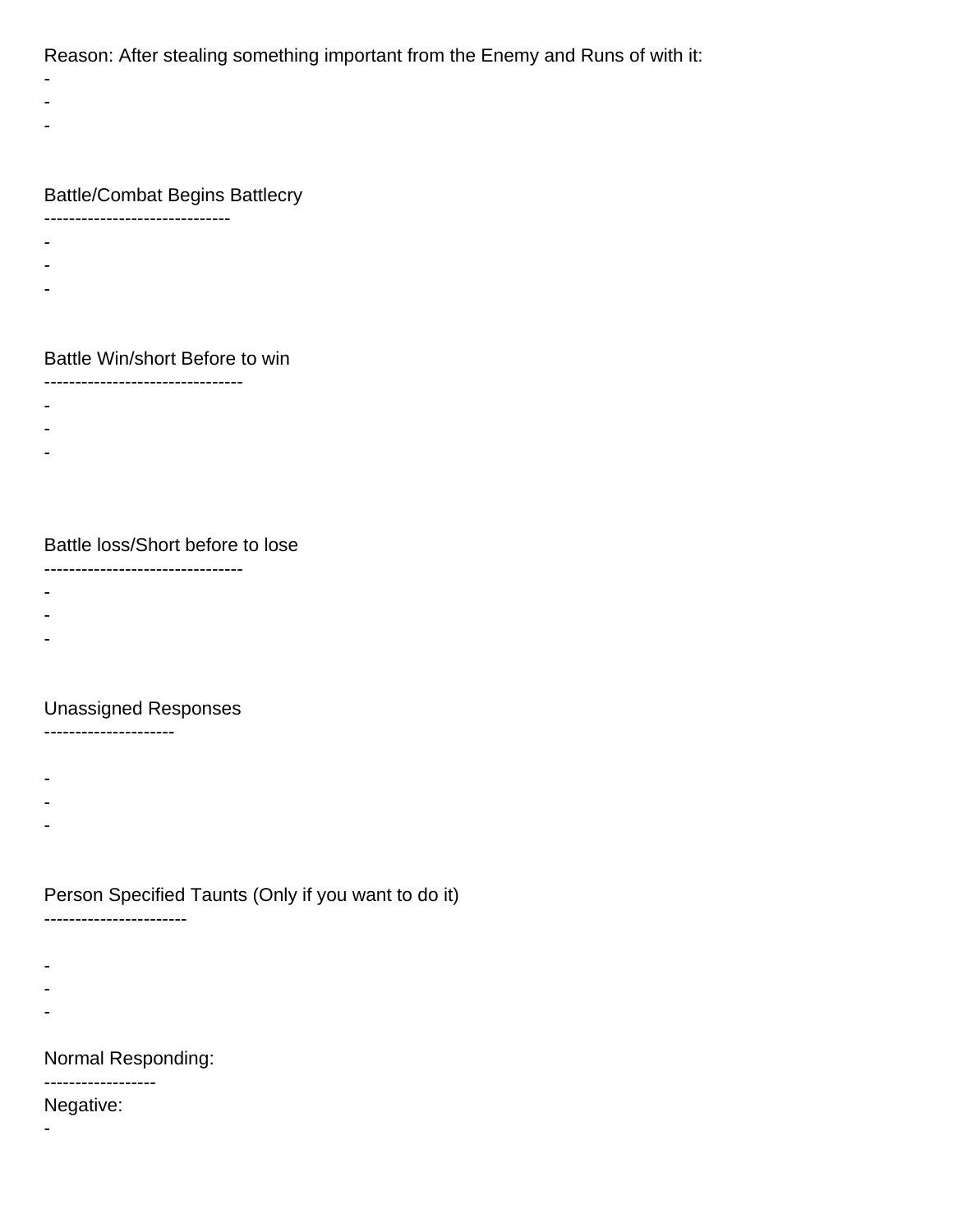Reason: After stealing something important from the Enemy and Runs of with it:
-
-
-

Battle/Combat Begins Battlecry
------------------------------
-
-
-

Battle Win/short Before to win
--------------------------------
-
-
-

Battle loss/Short before to lose
--------------------------------
-
-
-

Unassigned Responses
---------------------

-
-
-

Person Specified Taunts (Only if you want to do it)
-----------------------

-
-
-

Normal Responding:
------------------
Negative:
-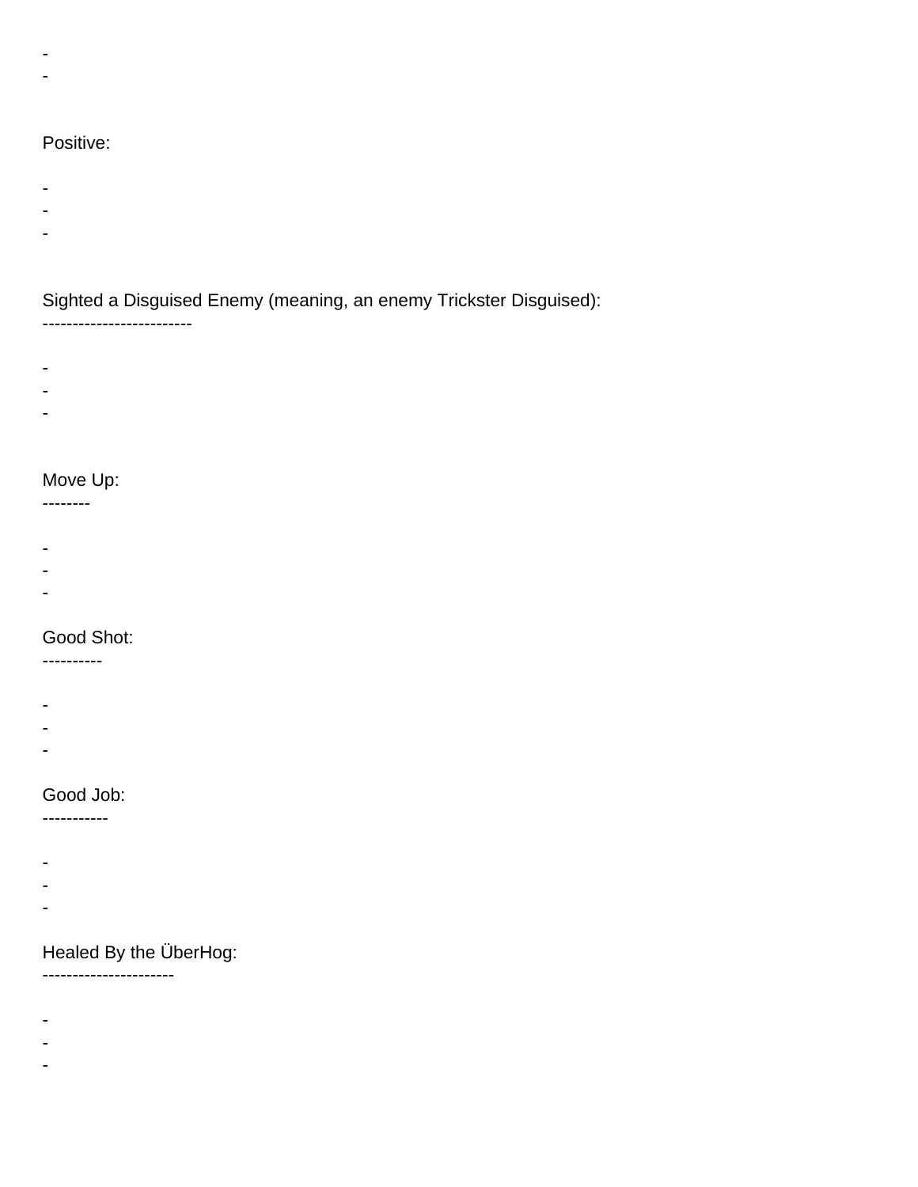-
-

Positive:

-
-
-

Sighted a Disguised Enemy (meaning, an enemy Trickster Disguised):
-------------------------

-
-
-

Move Up:
--------

-
-
-

Good Shot:
----------

-
-
-

Good Job:
-----------

-
-
-

Healed By the ÜberHog:
----------------------

-
-
-